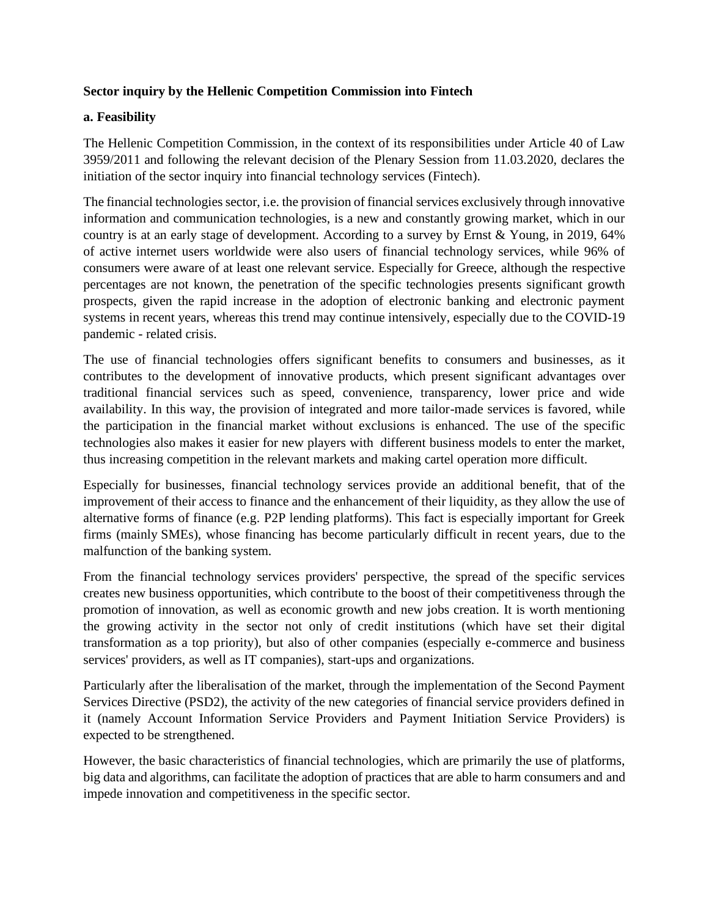**Sector inquiry by the Hellenic Competition Commission into Fintech**

**a. Feasibility**

The Hellenic Competition Commission, in the context of its responsibilities under Article 40 of Law 3959/2011 and following the relevant decision of the Plenary Session from 11.03.2020, declares the initiation of the sector inquiry into financial technology services (Fintech).

The financial technologies sector, i.e. the provision of financial services exclusively through innovative information and communication technologies, is a new and constantly growing market, which in our country is at an early stage of development. According to a survey by Ernst & Young, in 2019, 64% of active internet users worldwide were also users of financial technology services, while 96% of consumers were aware of at least one relevant service. Especially for Greece, although the respective percentages are not known, the penetration of the specific technologies presents significant growth prospects, given the rapid increase in the adoption of electronic banking and electronic payment systems in recent years, whereas this trend may continue intensively, especially due to the COVID-19 pandemic - related crisis.

The use of financial technologies offers significant benefits to consumers and businesses, as it contributes to the development of innovative products, which present significant advantages over traditional financial services such as speed, convenience, transparency, lower price and wide availability. In this way, the provision of integrated and more tailor-made services is favored, while the participation in the financial market without exclusions is enhanced. The use of the specific technologies also makes it easier for new players with different business models to enter the market, thus increasing competition in the relevant markets and making cartel operation more difficult.

Especially for businesses, financial technology services provide an additional benefit, that of the improvement of their access to finance and the enhancement of their liquidity, as they allow the use of alternative forms of finance (e.g. P2P lending platforms). This fact is especially important for Greek firms (mainly SMEs), whose financing has become particularly difficult in recent years, due to the malfunction of the banking system.

From the financial technology services providers' perspective, the spread of the specific services creates new business opportunities, which contribute to the boost of their competitiveness through the promotion of innovation, as well as economic growth and new jobs creation. It is worth mentioning the growing activity in the sector not only of credit institutions (which have set their digital transformation as a top priority), but also of other companies (especially e-commerce and business services' providers, as well as IT companies), start-ups and organizations.

Particularly after the liberalisation of the market, through the implementation of the Second Payment Services Directive (PSD2), the activity of the new categories of financial service providers defined in it (namely Account Information Service Providers and Payment Initiation Service Providers) is expected to be strengthened.

However, the basic characteristics of financial technologies, which are primarily the use of platforms, big data and algorithms, can facilitate the adoption of practices that are able to harm consumers and and impede innovation and competitiveness in the specific sector.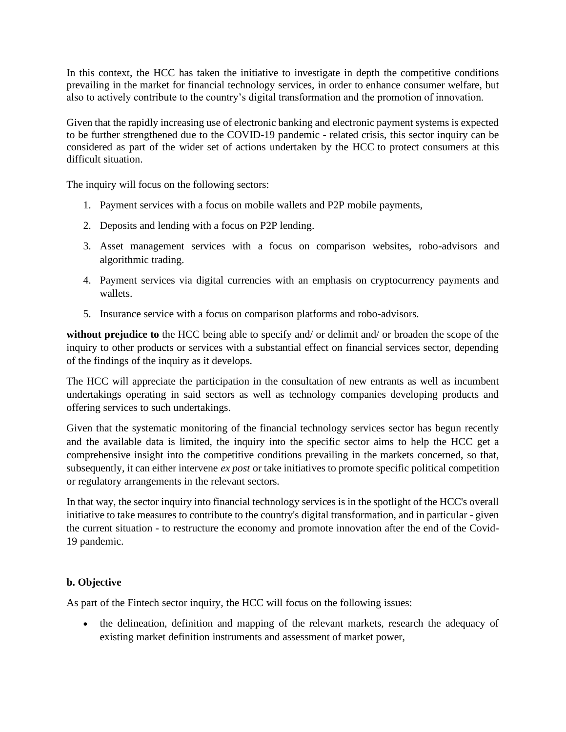In this context, the HCC has taken the initiative to investigate in depth the competitive conditions prevailing in the market for financial technology services, in order to enhance consumer welfare, but also to actively contribute to the country's digital transformation and the promotion of innovation.

Given that the rapidly increasing use of electronic banking and electronic payment systems is expected to be further strengthened due to the COVID-19 pandemic - related crisis, this sector inquiry can be considered as part of the wider set of actions undertaken by the HCC to protect consumers at this difficult situation.

The inquiry will focus on the following sectors:

1. Payment services with a focus on mobile wallets and P2P mobile payments,
2. Deposits and lending with a focus on P2P lending.
3. Asset management services with a focus on comparison websites, robo-advisors and algorithmic trading.
4. Payment services via digital currencies with an emphasis on cryptocurrency payments and wallets.
5. Insurance service with a focus on comparison platforms and robo-advisors.

**without prejudice to** the HCC being able to specify and/ or delimit and/ or broaden the scope of the inquiry to other products or services with a substantial effect on financial services sector, depending of the findings of the inquiry as it develops.

The HCC will appreciate the participation in the consultation of new entrants as well as incumbent undertakings operating in said sectors as well as technology companies developing products and offering services to such undertakings.

Given that the systematic monitoring of the financial technology services sector has begun recently and the available data is limited, the inquiry into the specific sector aims to help the HCC get a comprehensive insight into the competitive conditions prevailing in the markets concerned, so that, subsequently, it can either intervene *ex post* or take initiatives to promote specific political competition or regulatory arrangements in the relevant sectors.

In that way, the sector inquiry into financial technology services is in the spotlight of the HCC's overall initiative to take measures to contribute to the country's digital transformation, and in particular - given the current situation - to restructure the economy and promote innovation after the end of the Covid-19 pandemic.

**b. Objective**

As part of the Fintech sector inquiry, the HCC will focus on the following issues:

- the delineation, definition and mapping of the relevant markets, research the adequacy of existing market definition instruments and assessment of market power,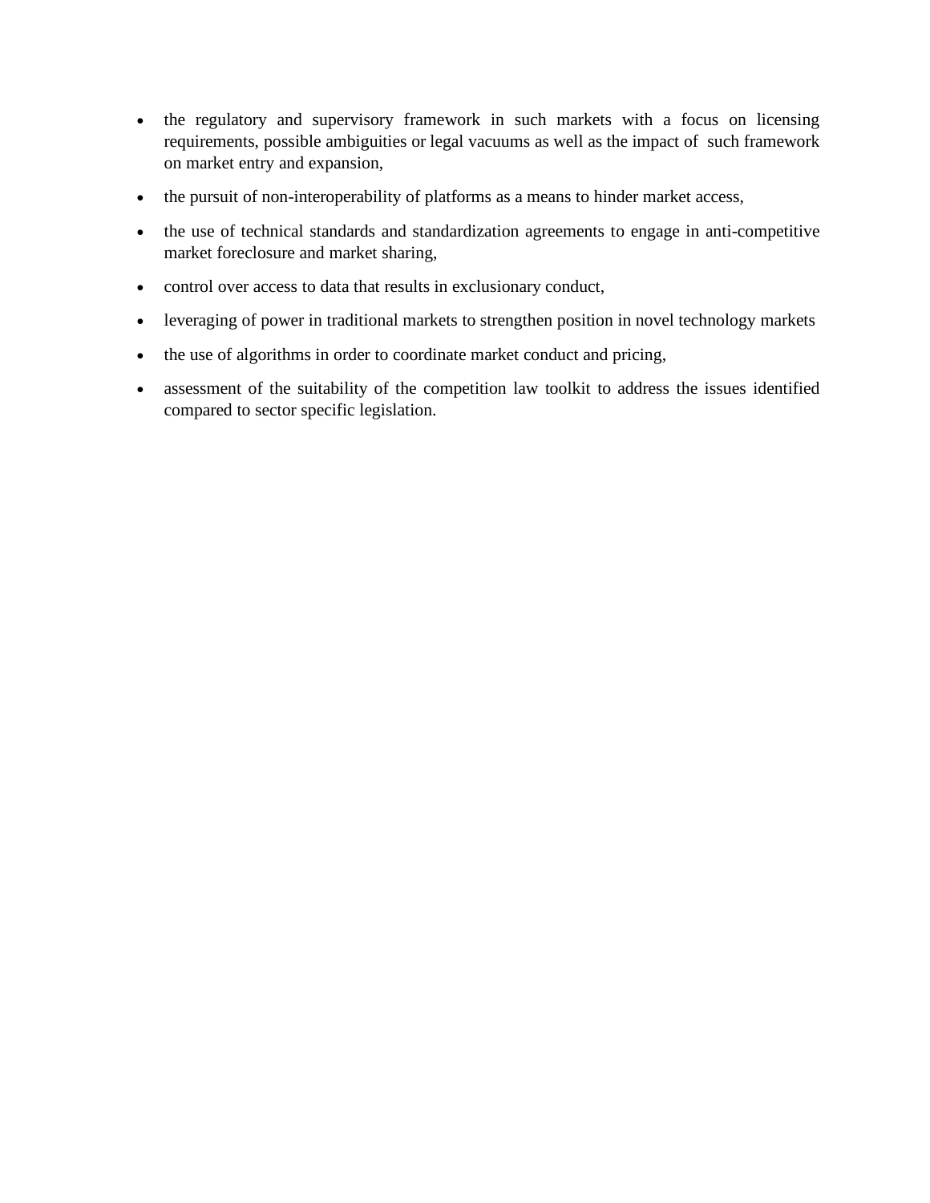- the regulatory and supervisory framework in such markets with a focus on licensing requirements, possible ambiguities or legal vacuums as well as the impact of such framework on market entry and expansion,
- the pursuit of non-interoperability of platforms as a means to hinder market access,
- the use of technical standards and standardization agreements to engage in anti-competitive market foreclosure and market sharing,
- control over access to data that results in exclusionary conduct,
- leveraging of power in traditional markets to strengthen position in novel technology markets
- the use of algorithms in order to coordinate market conduct and pricing,
- assessment of the suitability of the competition law toolkit to address the issues identified compared to sector specific legislation.